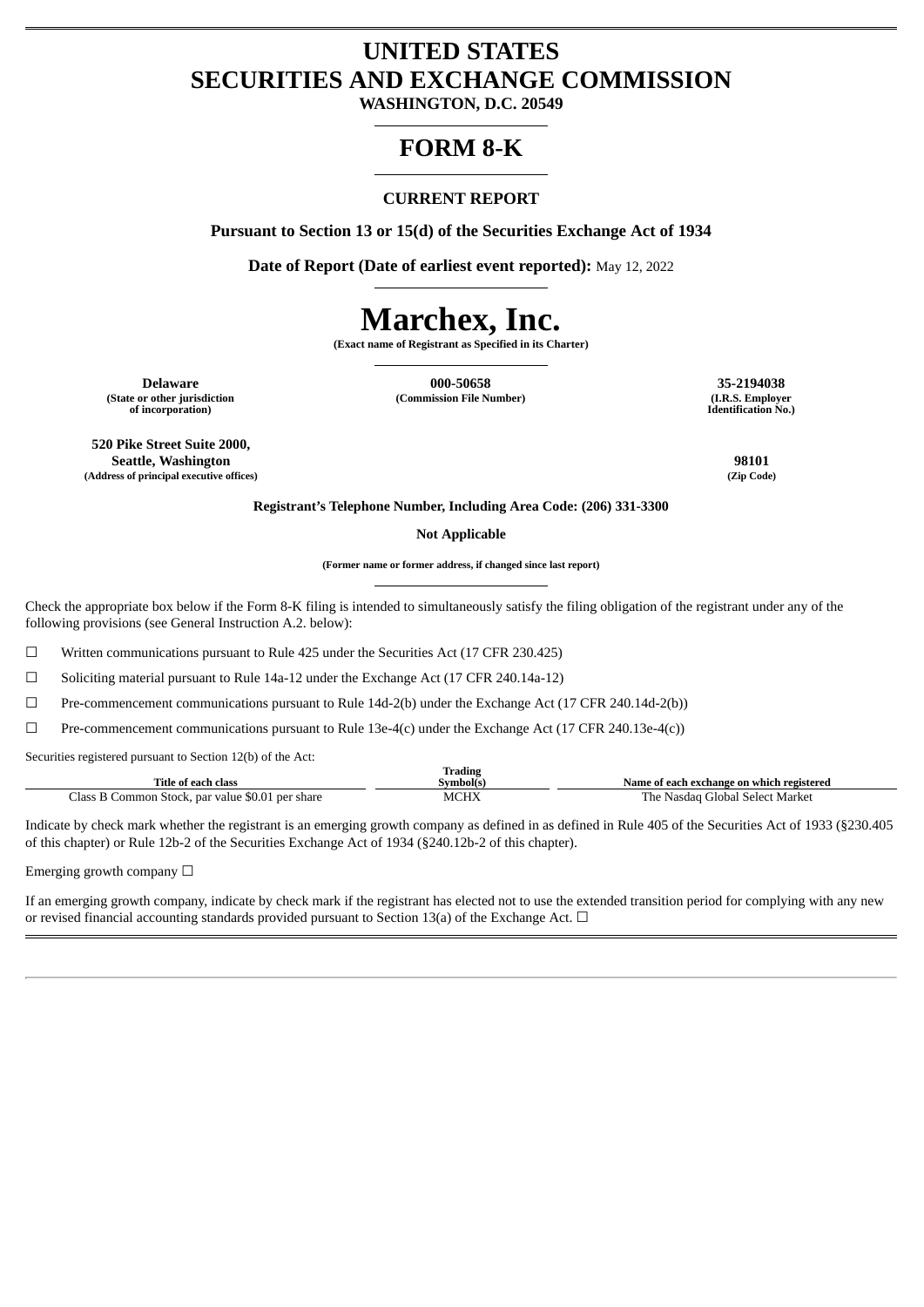# UNITED STATES
# SECURITIES AND EXCHANGE COMMISSION

**WASHINGTON, D.C. 20549**

# FORM 8-K

## CURRENT REPORT

**Pursuant to Section 13 or 15(d) of the Securities Exchange Act of 1934**

**Date of Report (Date of earliest event reported):** May 12, 2022

# Marchex, Inc.

**(Exact name of Registrant as Specified in its Charter)**

| **Delaware** | **000-50658** | **35-2194038** |
|---|---|---|
| **(State or other jurisdiction of incorporation)** | **(Commission File Number)** | **(I.R.S. Employer Identification No.)** |

| **520 Pike Street Suite 2000, Seattle, Washington** | **98101** |
|---|---|
| **(Address of principal executive offices)** | **(Zip Code)** |

**Registrant's Telephone Number, Including Area Code: (206) 331-3300**

**Not Applicable**

**(Former name or former address, if changed since last report)**

Check the appropriate box below if the Form 8-K filing is intended to simultaneously satisfy the filing obligation of the registrant under any of the following provisions (see General Instruction A.2. below):

☐ Written communications pursuant to Rule 425 under the Securities Act (17 CFR 230.425)

☐ Soliciting material pursuant to Rule 14a-12 under the Exchange Act (17 CFR 240.14a-12)

☐ Pre-commencement communications pursuant to Rule 14d-2(b) under the Exchange Act (17 CFR 240.14d-2(b))

☐ Pre-commencement communications pursuant to Rule 13e-4(c) under the Exchange Act (17 CFR 240.13e-4(c))

Securities registered pursuant to Section 12(b) of the Act:

| Title of each class | Trading Symbol(s) | Name of each exchange on which registered |
|---|---|---|
| Class B Common Stock, par value $0.01 per share | MCHX | The Nasdaq Global Select Market |

Indicate by check mark whether the registrant is an emerging growth company as defined in as defined in Rule 405 of the Securities Act of 1933 (§230.405 of this chapter) or Rule 12b-2 of the Securities Exchange Act of 1934 (§240.12b-2 of this chapter).

Emerging growth company ☐

If an emerging growth company, indicate by check mark if the registrant has elected not to use the extended transition period for complying with any new or revised financial accounting standards provided pursuant to Section 13(a) of the Exchange Act. ☐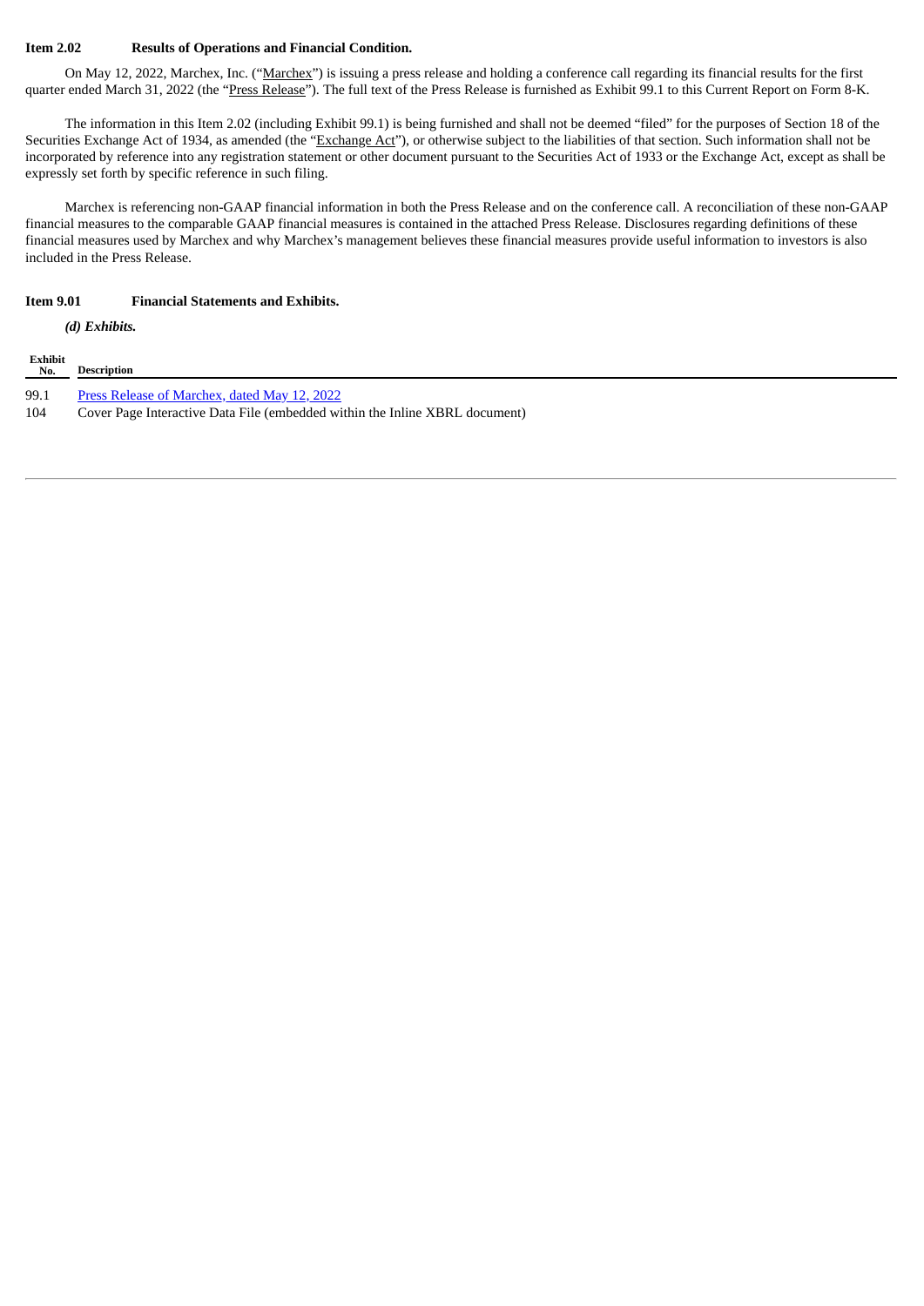**Item 2.02 Results of Operations and Financial Condition.**

On May 12, 2022, Marchex, Inc. ("Marchex") is issuing a press release and holding a conference call regarding its financial results for the first quarter ended March 31, 2022 (the "Press Release"). The full text of the Press Release is furnished as Exhibit 99.1 to this Current Report on Form 8-K.

The information in this Item 2.02 (including Exhibit 99.1) is being furnished and shall not be deemed "filed" for the purposes of Section 18 of the Securities Exchange Act of 1934, as amended (the "Exchange Act"), or otherwise subject to the liabilities of that section. Such information shall not be incorporated by reference into any registration statement or other document pursuant to the Securities Act of 1933 or the Exchange Act, except as shall be expressly set forth by specific reference in such filing.

Marchex is referencing non-GAAP financial information in both the Press Release and on the conference call. A reconciliation of these non-GAAP financial measures to the comparable GAAP financial measures is contained in the attached Press Release. Disclosures regarding definitions of these financial measures used by Marchex and why Marchex's management believes these financial measures provide useful information to investors is also included in the Press Release.

**Item 9.01 Financial Statements and Exhibits.**

***(d) Exhibits.***

| Exhibit No. | Description |
|---|---|
| 99.1 | Press Release of Marchex, dated May 12, 2022 |
| 104 | Cover Page Interactive Data File (embedded within the Inline XBRL document) |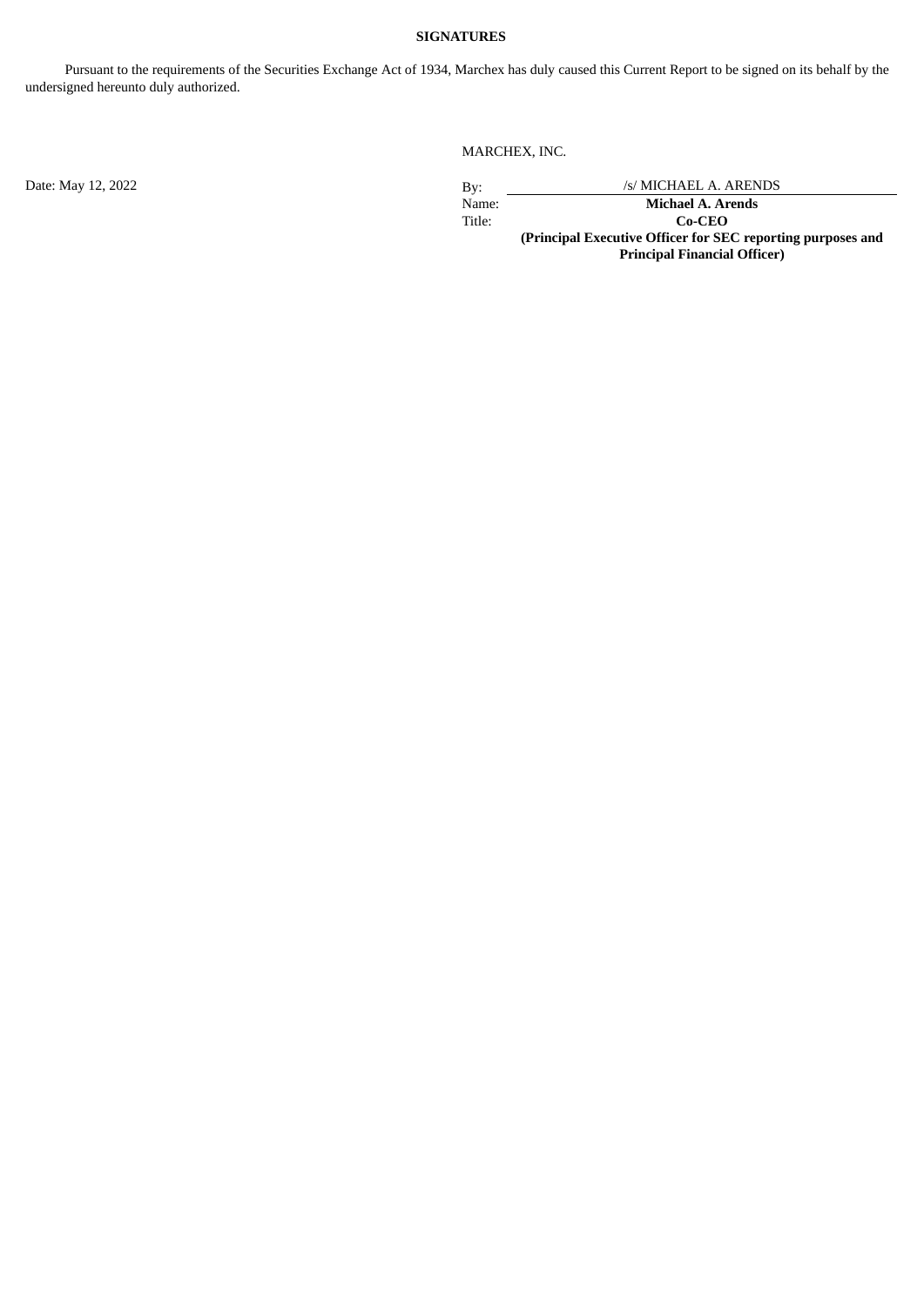**SIGNATURES**

Pursuant to the requirements of the Securities Exchange Act of 1934, Marchex has duly caused this Current Report to be signed on its behalf by the undersigned hereunto duly authorized.

MARCHEX, INC.

Date: May 12, 2022

| | |
|---|---|
| By: | /s/ MICHAEL A. ARENDS |
| Name: | **Michael A. Arends** |
| Title: | **Co-CEO** |
| | **(Principal Executive Officer for SEC reporting purposes and Principal Financial Officer)** |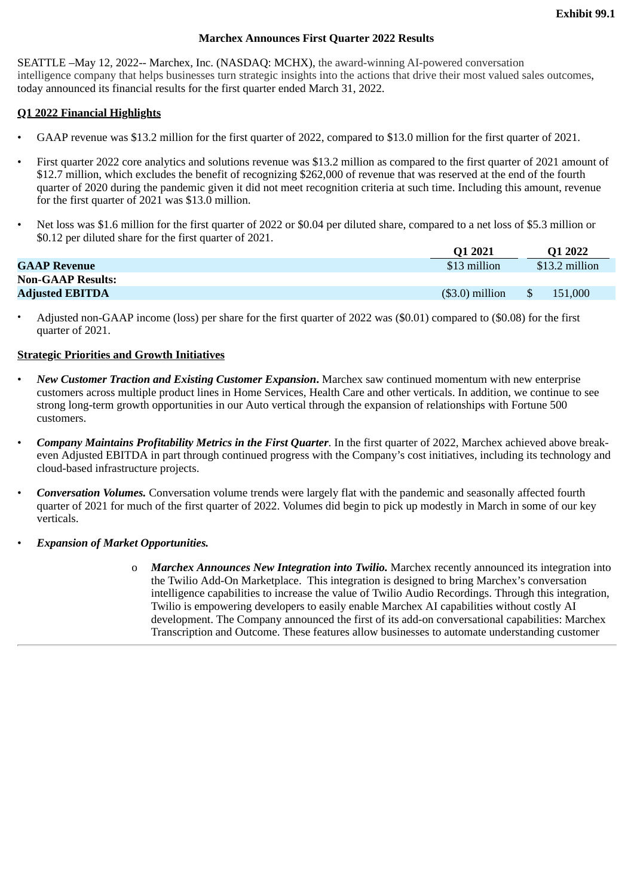**Exhibit 99.1**

**Marchex Announces First Quarter 2022 Results**

SEATTLE –May 12, 2022-- Marchex, Inc. (NASDAQ: MCHX), the award-winning AI-powered conversation intelligence company that helps businesses turn strategic insights into the actions that drive their most valued sales outcomes, today announced its financial results for the first quarter ended March 31, 2022.

**Q1 2022 Financial Highlights**

- GAAP revenue was $13.2 million for the first quarter of 2022, compared to $13.0 million for the first quarter of 2021.
- First quarter 2022 core analytics and solutions revenue was $13.2 million as compared to the first quarter of 2021 amount of $12.7 million, which excludes the benefit of recognizing $262,000 of revenue that was reserved at the end of the fourth quarter of 2020 during the pandemic given it did not meet recognition criteria at such time. Including this amount, revenue for the first quarter of 2021 was $13.0 million.
- Net loss was $1.6 million for the first quarter of 2022 or $0.04 per diluted share, compared to a net loss of $5.3 million or $0.12 per diluted share for the first quarter of 2021.

| | Q1 2021 | Q1 2022 |
|---|---|---|
| **GAAP Revenue** | $13 million | $13.2 million |
| **Non-GAAP Results:** | | |
| **Adjusted EBITDA** | ($3.0) million | $ 151,000 |

- Adjusted non-GAAP income (loss) per share for the first quarter of 2022 was ($0.01) compared to ($0.08) for the first quarter of 2021.

**Strategic Priorities and Growth Initiatives**

- ***New Customer Traction and Existing Customer Expansion*****.** Marchex saw continued momentum with new enterprise customers across multiple product lines in Home Services, Health Care and other verticals. In addition, we continue to see strong long-term growth opportunities in our Auto vertical through the expansion of relationships with Fortune 500 customers.
- ***Company Maintains Profitability Metrics in the First Quarter***. In the first quarter of 2022, Marchex achieved above break-even Adjusted EBITDA in part through continued progress with the Company's cost initiatives, including its technology and cloud-based infrastructure projects.
- ***Conversation Volumes.*** Conversation volume trends were largely flat with the pandemic and seasonally affected fourth quarter of 2021 for much of the first quarter of 2022. Volumes did begin to pick up modestly in March in some of our key verticals.
- ***Expansion of Market Opportunities.***
  - ***Marchex Announces New Integration into Twilio.*** Marchex recently announced its integration into the Twilio Add-On Marketplace. This integration is designed to bring Marchex's conversation intelligence capabilities to increase the value of Twilio Audio Recordings. Through this integration, Twilio is empowering developers to easily enable Marchex AI capabilities without costly AI development. The Company announced the first of its add-on conversational capabilities: Marchex Transcription and Outcome. These features allow businesses to automate understanding customer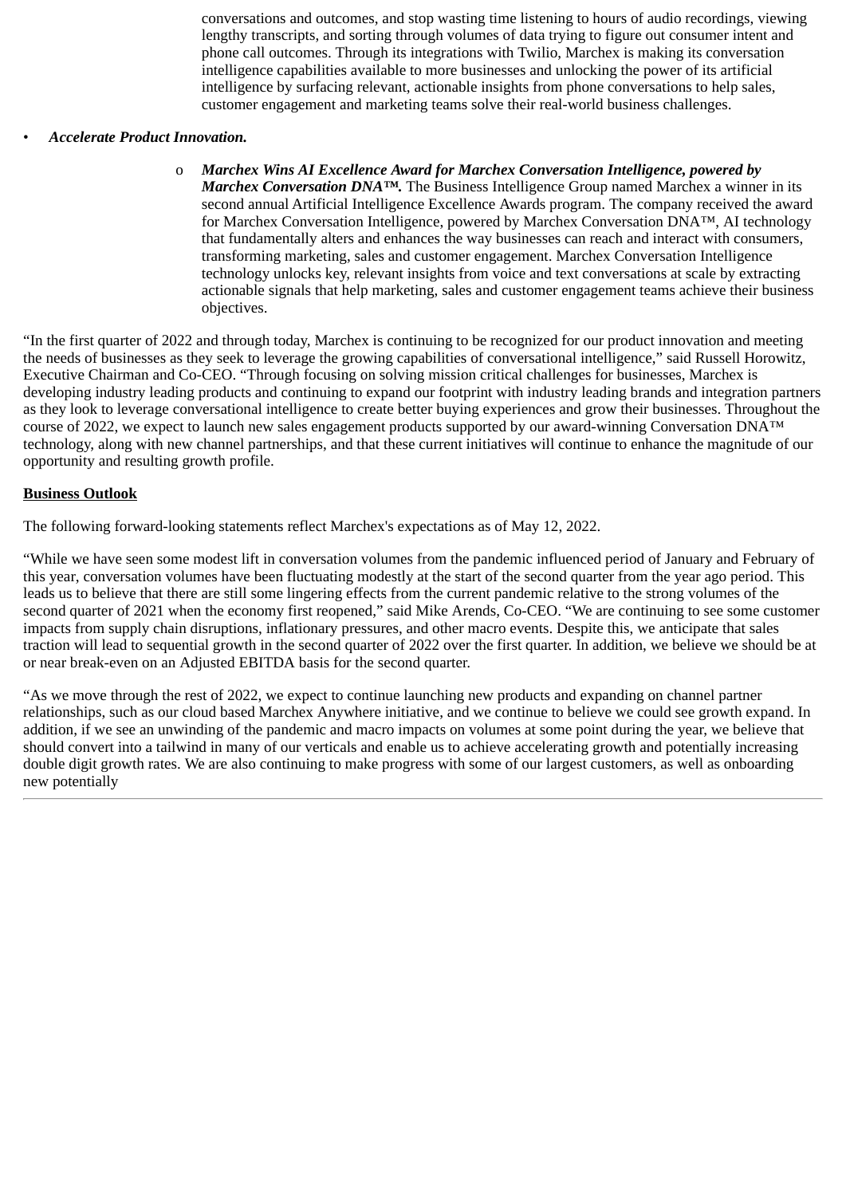conversations and outcomes, and stop wasting time listening to hours of audio recordings, viewing lengthy transcripts, and sorting through volumes of data trying to figure out consumer intent and phone call outcomes. Through its integrations with Twilio, Marchex is making its conversation intelligence capabilities available to more businesses and unlocking the power of its artificial intelligence by surfacing relevant, actionable insights from phone conversations to help sales, customer engagement and marketing teams solve their real-world business challenges.

- ***Accelerate Product Innovation.***
  - ***Marchex Wins AI Excellence Award for Marchex Conversation Intelligence, powered by Marchex Conversation DNA™.*** The Business Intelligence Group named Marchex a winner in its second annual Artificial Intelligence Excellence Awards program. The company received the award for Marchex Conversation Intelligence, powered by Marchex Conversation DNA™, AI technology that fundamentally alters and enhances the way businesses can reach and interact with consumers, transforming marketing, sales and customer engagement. Marchex Conversation Intelligence technology unlocks key, relevant insights from voice and text conversations at scale by extracting actionable signals that help marketing, sales and customer engagement teams achieve their business objectives.

"In the first quarter of 2022 and through today, Marchex is continuing to be recognized for our product innovation and meeting the needs of businesses as they seek to leverage the growing capabilities of conversational intelligence," said Russell Horowitz, Executive Chairman and Co-CEO. "Through focusing on solving mission critical challenges for businesses, Marchex is developing industry leading products and continuing to expand our footprint with industry leading brands and integration partners as they look to leverage conversational intelligence to create better buying experiences and grow their businesses. Throughout the course of 2022, we expect to launch new sales engagement products supported by our award-winning Conversation DNA™ technology, along with new channel partnerships, and that these current initiatives will continue to enhance the magnitude of our opportunity and resulting growth profile.

**Business Outlook**

The following forward-looking statements reflect Marchex's expectations as of May 12, 2022.

"While we have seen some modest lift in conversation volumes from the pandemic influenced period of January and February of this year, conversation volumes have been fluctuating modestly at the start of the second quarter from the year ago period. This leads us to believe that there are still some lingering effects from the current pandemic relative to the strong volumes of the second quarter of 2021 when the economy first reopened," said Mike Arends, Co-CEO. "We are continuing to see some customer impacts from supply chain disruptions, inflationary pressures, and other macro events. Despite this, we anticipate that sales traction will lead to sequential growth in the second quarter of 2022 over the first quarter. In addition, we believe we should be at or near break-even on an Adjusted EBITDA basis for the second quarter.

"As we move through the rest of 2022, we expect to continue launching new products and expanding on channel partner relationships, such as our cloud based Marchex Anywhere initiative, and we continue to believe we could see growth expand. In addition, if we see an unwinding of the pandemic and macro impacts on volumes at some point during the year, we believe that should convert into a tailwind in many of our verticals and enable us to achieve accelerating growth and potentially increasing double digit growth rates. We are also continuing to make progress with some of our largest customers, as well as onboarding new potentially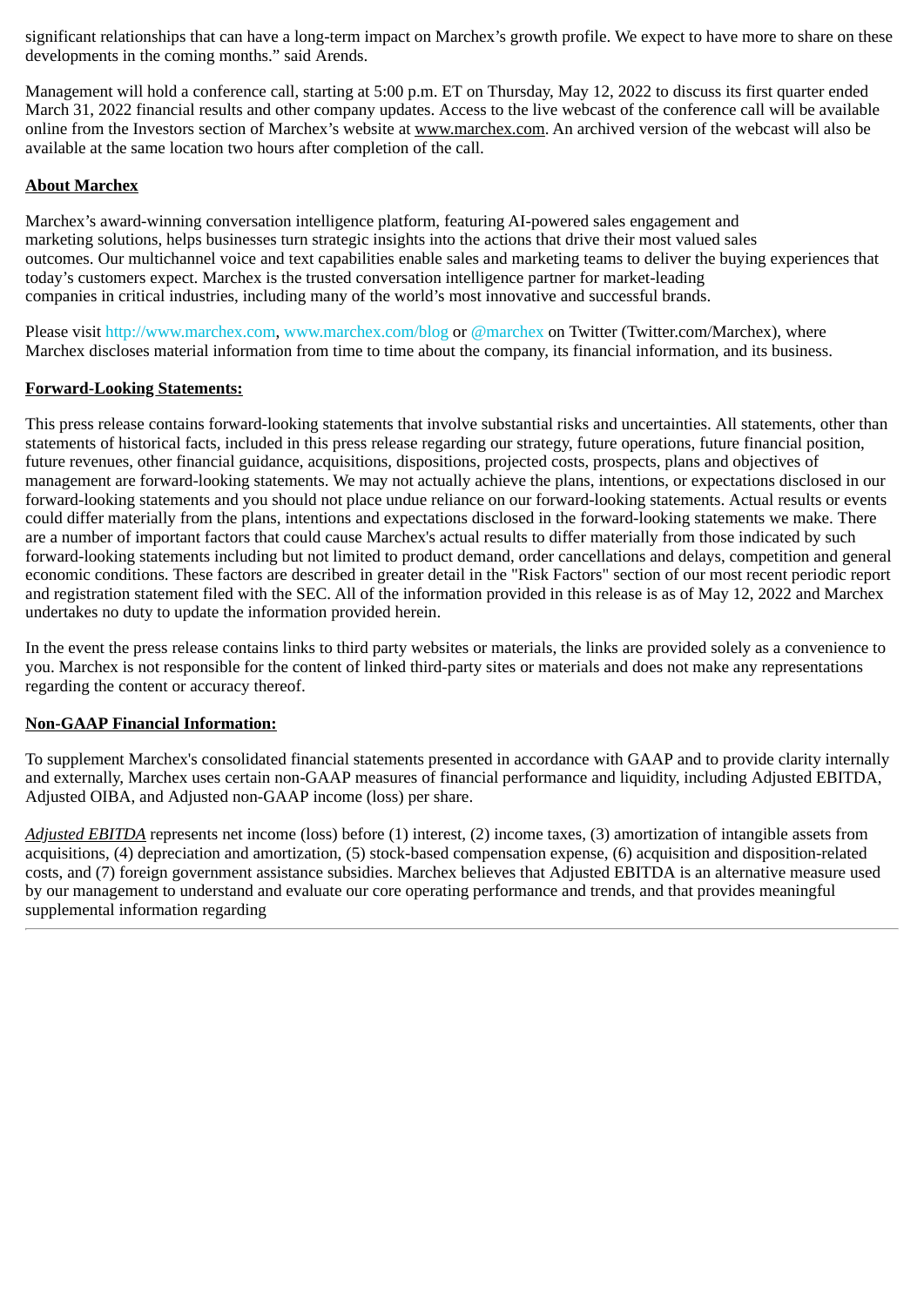significant relationships that can have a long-term impact on Marchex's growth profile. We expect to have more to share on these developments in the coming months." said Arends.

Management will hold a conference call, starting at 5:00 p.m. ET on Thursday, May 12, 2022 to discuss its first quarter ended March 31, 2022 financial results and other company updates. Access to the live webcast of the conference call will be available online from the Investors section of Marchex's website at www.marchex.com. An archived version of the webcast will also be available at the same location two hours after completion of the call.

**About Marchex**

Marchex's award-winning conversation intelligence platform, featuring AI-powered sales engagement and marketing solutions, helps businesses turn strategic insights into the actions that drive their most valued sales outcomes. Our multichannel voice and text capabilities enable sales and marketing teams to deliver the buying experiences that today's customers expect. Marchex is the trusted conversation intelligence partner for market-leading companies in critical industries, including many of the world's most innovative and successful brands.

Please visit http://www.marchex.com, www.marchex.com/blog or @marchex on Twitter (Twitter.com/Marchex), where Marchex discloses material information from time to time about the company, its financial information, and its business.

**Forward-Looking Statements:**

This press release contains forward-looking statements that involve substantial risks and uncertainties. All statements, other than statements of historical facts, included in this press release regarding our strategy, future operations, future financial position, future revenues, other financial guidance, acquisitions, dispositions, projected costs, prospects, plans and objectives of management are forward-looking statements. We may not actually achieve the plans, intentions, or expectations disclosed in our forward-looking statements and you should not place undue reliance on our forward-looking statements. Actual results or events could differ materially from the plans, intentions and expectations disclosed in the forward-looking statements we make. There are a number of important factors that could cause Marchex's actual results to differ materially from those indicated by such forward-looking statements including but not limited to product demand, order cancellations and delays, competition and general economic conditions. These factors are described in greater detail in the "Risk Factors" section of our most recent periodic report and registration statement filed with the SEC. All of the information provided in this release is as of May 12, 2022 and Marchex undertakes no duty to update the information provided herein.

In the event the press release contains links to third party websites or materials, the links are provided solely as a convenience to you. Marchex is not responsible for the content of linked third-party sites or materials and does not make any representations regarding the content or accuracy thereof.

**Non-GAAP Financial Information:**

To supplement Marchex's consolidated financial statements presented in accordance with GAAP and to provide clarity internally and externally, Marchex uses certain non-GAAP measures of financial performance and liquidity, including Adjusted EBITDA, Adjusted OIBA, and Adjusted non-GAAP income (loss) per share.

*Adjusted EBITDA* represents net income (loss) before (1) interest, (2) income taxes, (3) amortization of intangible assets from acquisitions, (4) depreciation and amortization, (5) stock-based compensation expense, (6) acquisition and disposition-related costs, and (7) foreign government assistance subsidies. Marchex believes that Adjusted EBITDA is an alternative measure used by our management to understand and evaluate our core operating performance and trends, and that provides meaningful supplemental information regarding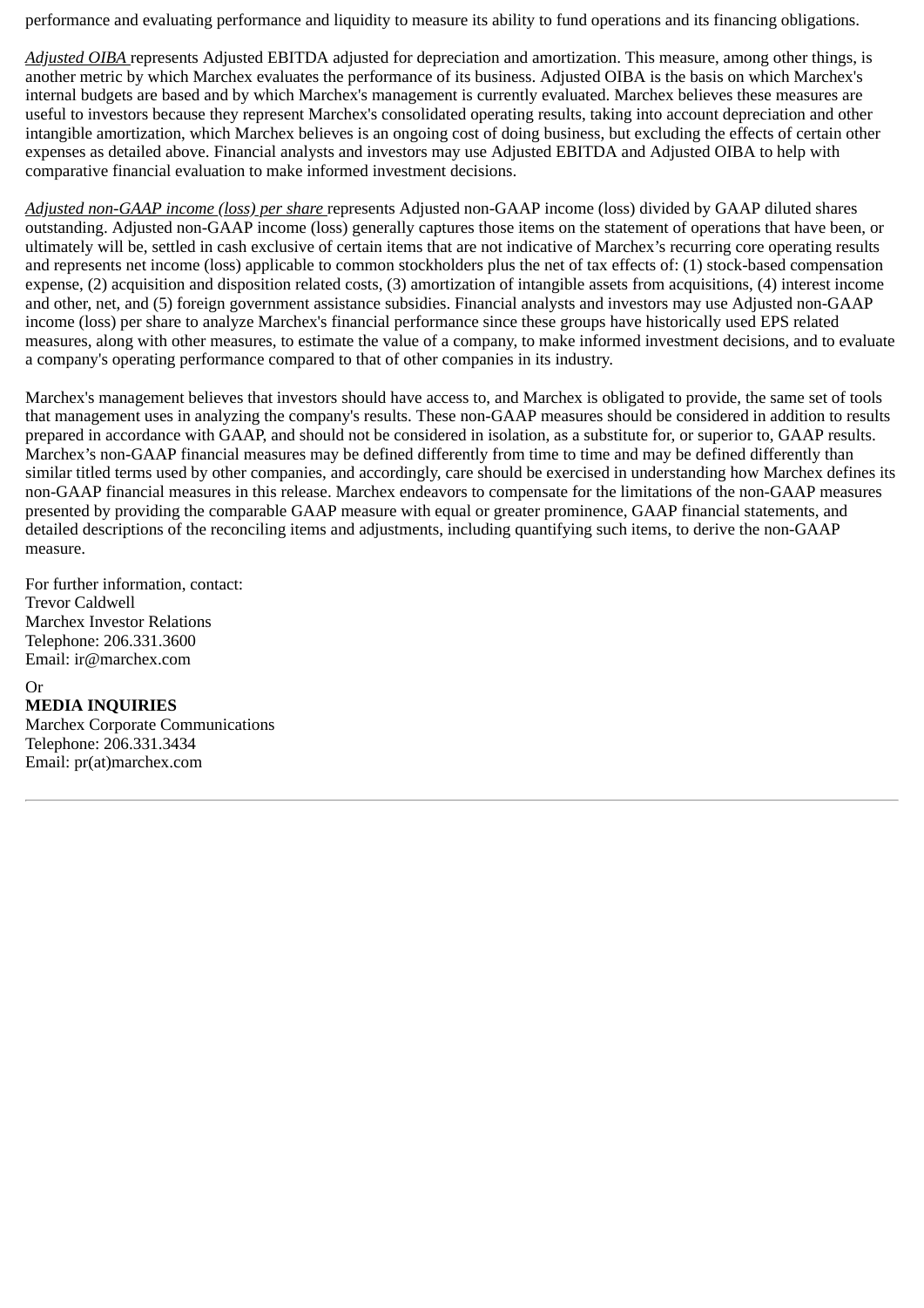performance and evaluating performance and liquidity to measure its ability to fund operations and its financing obligations.

*Adjusted OIBA* represents Adjusted EBITDA adjusted for depreciation and amortization. This measure, among other things, is another metric by which Marchex evaluates the performance of its business. Adjusted OIBA is the basis on which Marchex's internal budgets are based and by which Marchex's management is currently evaluated. Marchex believes these measures are useful to investors because they represent Marchex's consolidated operating results, taking into account depreciation and other intangible amortization, which Marchex believes is an ongoing cost of doing business, but excluding the effects of certain other expenses as detailed above. Financial analysts and investors may use Adjusted EBITDA and Adjusted OIBA to help with comparative financial evaluation to make informed investment decisions.

*Adjusted non-GAAP income (loss) per share* represents Adjusted non-GAAP income (loss) divided by GAAP diluted shares outstanding. Adjusted non-GAAP income (loss) generally captures those items on the statement of operations that have been, or ultimately will be, settled in cash exclusive of certain items that are not indicative of Marchex's recurring core operating results and represents net income (loss) applicable to common stockholders plus the net of tax effects of: (1) stock-based compensation expense, (2) acquisition and disposition related costs, (3) amortization of intangible assets from acquisitions, (4) interest income and other, net, and (5) foreign government assistance subsidies. Financial analysts and investors may use Adjusted non-GAAP income (loss) per share to analyze Marchex's financial performance since these groups have historically used EPS related measures, along with other measures, to estimate the value of a company, to make informed investment decisions, and to evaluate a company's operating performance compared to that of other companies in its industry.

Marchex's management believes that investors should have access to, and Marchex is obligated to provide, the same set of tools that management uses in analyzing the company's results. These non-GAAP measures should be considered in addition to results prepared in accordance with GAAP, and should not be considered in isolation, as a substitute for, or superior to, GAAP results. Marchex's non-GAAP financial measures may be defined differently from time to time and may be defined differently than similar titled terms used by other companies, and accordingly, care should be exercised in understanding how Marchex defines its non-GAAP financial measures in this release. Marchex endeavors to compensate for the limitations of the non-GAAP measures presented by providing the comparable GAAP measure with equal or greater prominence, GAAP financial statements, and detailed descriptions of the reconciling items and adjustments, including quantifying such items, to derive the non-GAAP measure.

For further information, contact:
Trevor Caldwell
Marchex Investor Relations
Telephone: 206.331.3600
Email: ir@marchex.com

Or
**MEDIA INQUIRIES**
Marchex Corporate Communications
Telephone: 206.331.3434
Email: pr(at)marchex.com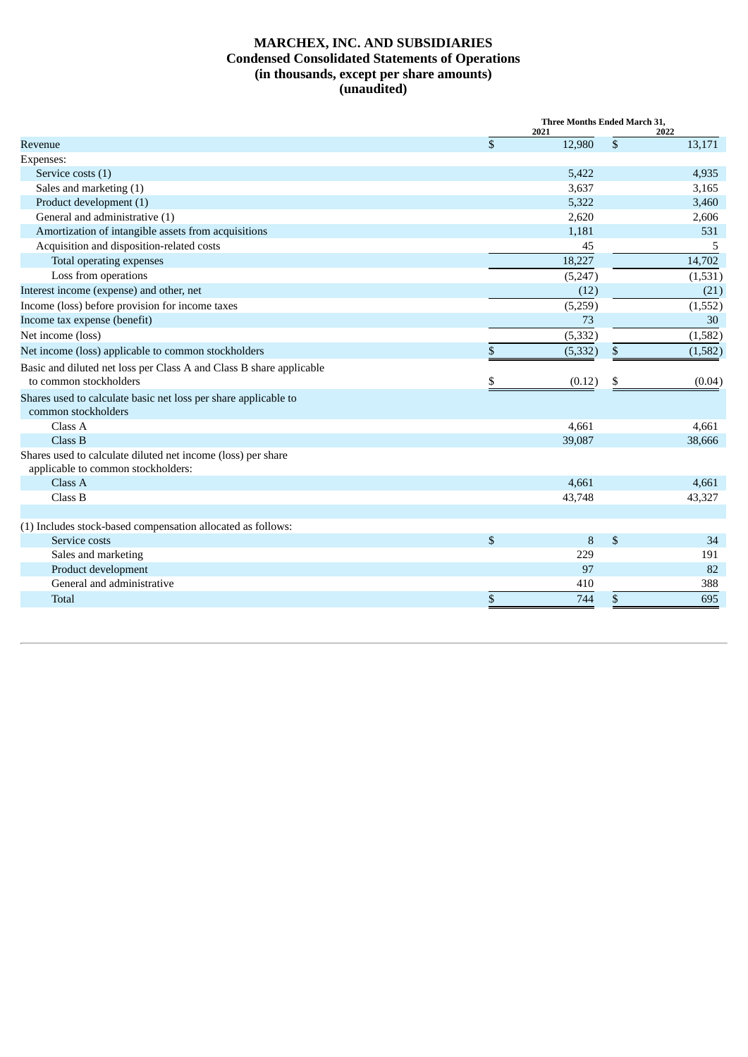# MARCHEX, INC. AND SUBSIDIARIES
## Condensed Consolidated Statements of Operations
## (in thousands, except per share amounts)
## (unaudited)

| | Three Months Ended March 31, | |
|---|---|---|
| | 2021 | 2022 |
| Revenue | $ 12,980 | $ 13,171 |
| Expenses: | | |
| Service costs (1) | 5,422 | 4,935 |
| Sales and marketing (1) | 3,637 | 3,165 |
| Product development (1) | 5,322 | 3,460 |
| General and administrative (1) | 2,620 | 2,606 |
| Amortization of intangible assets from acquisitions | 1,181 | 531 |
| Acquisition and disposition-related costs | 45 | 5 |
| Total operating expenses | 18,227 | 14,702 |
| Loss from operations | (5,247) | (1,531) |
| Interest income (expense) and other, net | (12) | (21) |
| Income (loss) before provision for income taxes | (5,259) | (1,552) |
| Income tax expense (benefit) | 73 | 30 |
| Net income (loss) | (5,332) | (1,582) |
| Net income (loss) applicable to common stockholders | $ (5,332) | $ (1,582) |
| Basic and diluted net loss per Class A and Class B share applicable to common stockholders | $ (0.12) | $ (0.04) |
| Shares used to calculate basic net loss per share applicable to common stockholders | | |
| Class A | 4,661 | 4,661 |
| Class B | 39,087 | 38,666 |
| Shares used to calculate diluted net income (loss) per share applicable to common stockholders: | | |
| Class A | 4,661 | 4,661 |
| Class B | 43,748 | 43,327 |
| | | |
| (1) Includes stock-based compensation allocated as follows: | | |
| Service costs | $ 8 | $ 34 |
| Sales and marketing | 229 | 191 |
| Product development | 97 | 82 |
| General and administrative | 410 | 388 |
| Total | $ 744 | $ 695 |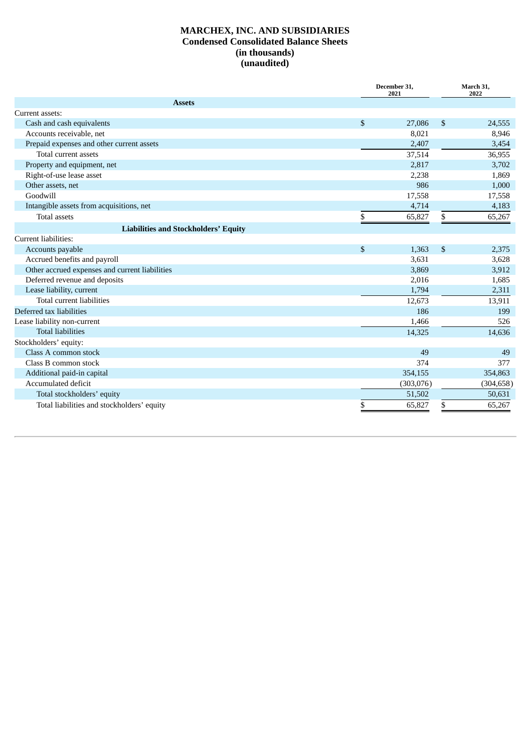# MARCHEX, INC. AND SUBSIDIARIES

## Condensed Consolidated Balance Sheets

### (in thousands)

### (unaudited)

| | December 31, 2021 | March 31, 2022 |
|---|---|---|
| **Assets** | | |
| Current assets: | | |
| Cash and cash equivalents | $ 27,086 | $ 24,555 |
| Accounts receivable, net | 8,021 | 8,946 |
| Prepaid expenses and other current assets | 2,407 | 3,454 |
| Total current assets | 37,514 | 36,955 |
| Property and equipment, net | 2,817 | 3,702 |
| Right-of-use lease asset | 2,238 | 1,869 |
| Other assets, net | 986 | 1,000 |
| Goodwill | 17,558 | 17,558 |
| Intangible assets from acquisitions, net | 4,714 | 4,183 |
| Total assets | $ 65,827 | $ 65,267 |
| **Liabilities and Stockholders' Equity** | | |
| Current liabilities: | | |
| Accounts payable | $ 1,363 | $ 2,375 |
| Accrued benefits and payroll | 3,631 | 3,628 |
| Other accrued expenses and current liabilities | 3,869 | 3,912 |
| Deferred revenue and deposits | 2,016 | 1,685 |
| Lease liability, current | 1,794 | 2,311 |
| Total current liabilities | 12,673 | 13,911 |
| Deferred tax liabilities | 186 | 199 |
| Lease liability non-current | 1,466 | 526 |
| Total liabilities | 14,325 | 14,636 |
| Stockholders' equity: | | |
| Class A common stock | 49 | 49 |
| Class B common stock | 374 | 377 |
| Additional paid-in capital | 354,155 | 354,863 |
| Accumulated deficit | (303,076) | (304,658) |
| Total stockholders' equity | 51,502 | 50,631 |
| Total liabilities and stockholders' equity | $ 65,827 | $ 65,267 |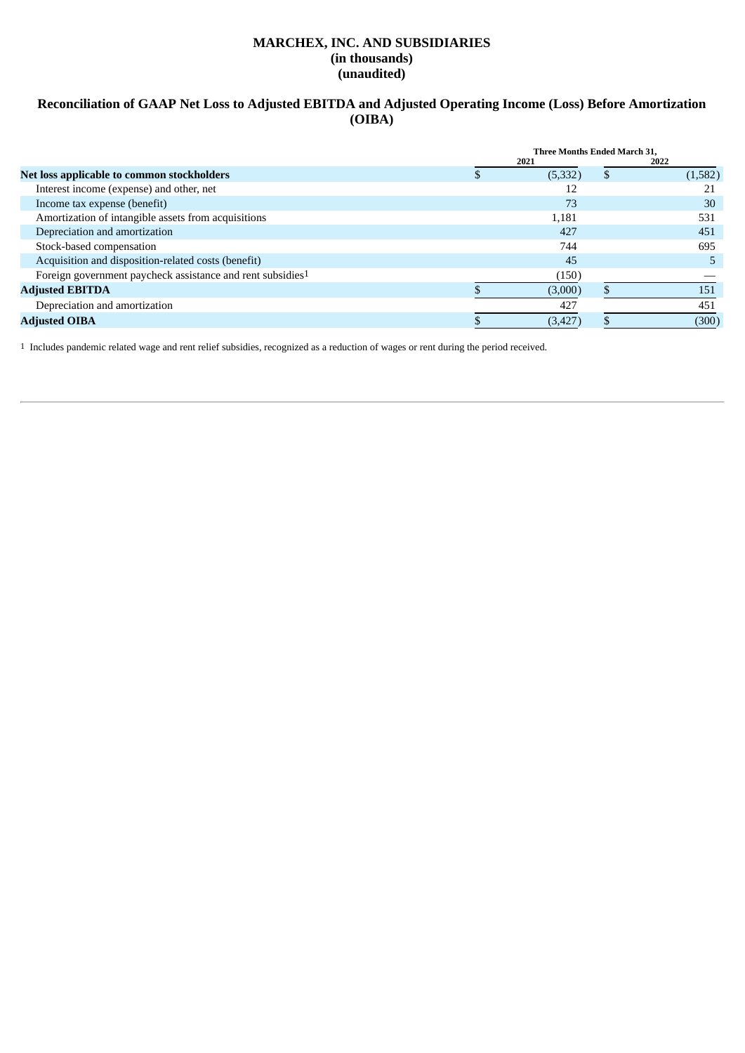# MARCHEX, INC. AND SUBSIDIARIES
**(in thousands)**
**(unaudited)**

## Reconciliation of GAAP Net Loss to Adjusted EBITDA and Adjusted Operating Income (Loss) Before Amortization (OIBA)

| | Three Months Ended March 31, | |
|---|---|---|
| | 2021 | 2022 |
| **Net loss applicable to common stockholders** | $ (5,332) | $ (1,582) |
| Interest income (expense) and other, net | 12 | 21 |
| Income tax expense (benefit) | 73 | 30 |
| Amortization of intangible assets from acquisitions | 1,181 | 531 |
| Depreciation and amortization | 427 | 451 |
| Stock-based compensation | 744 | 695 |
| Acquisition and disposition-related costs (benefit) | 45 | 5 |
| Foreign government paycheck assistance and rent subsidies[1] | (150) | — |
| **Adjusted EBITDA** | $ (3,000) | $ 151 |
| Depreciation and amortization | 427 | 451 |
| **Adjusted OIBA** | $ (3,427) | $ (300) |

[1] Includes pandemic related wage and rent relief subsidies, recognized as a reduction of wages or rent during the period received.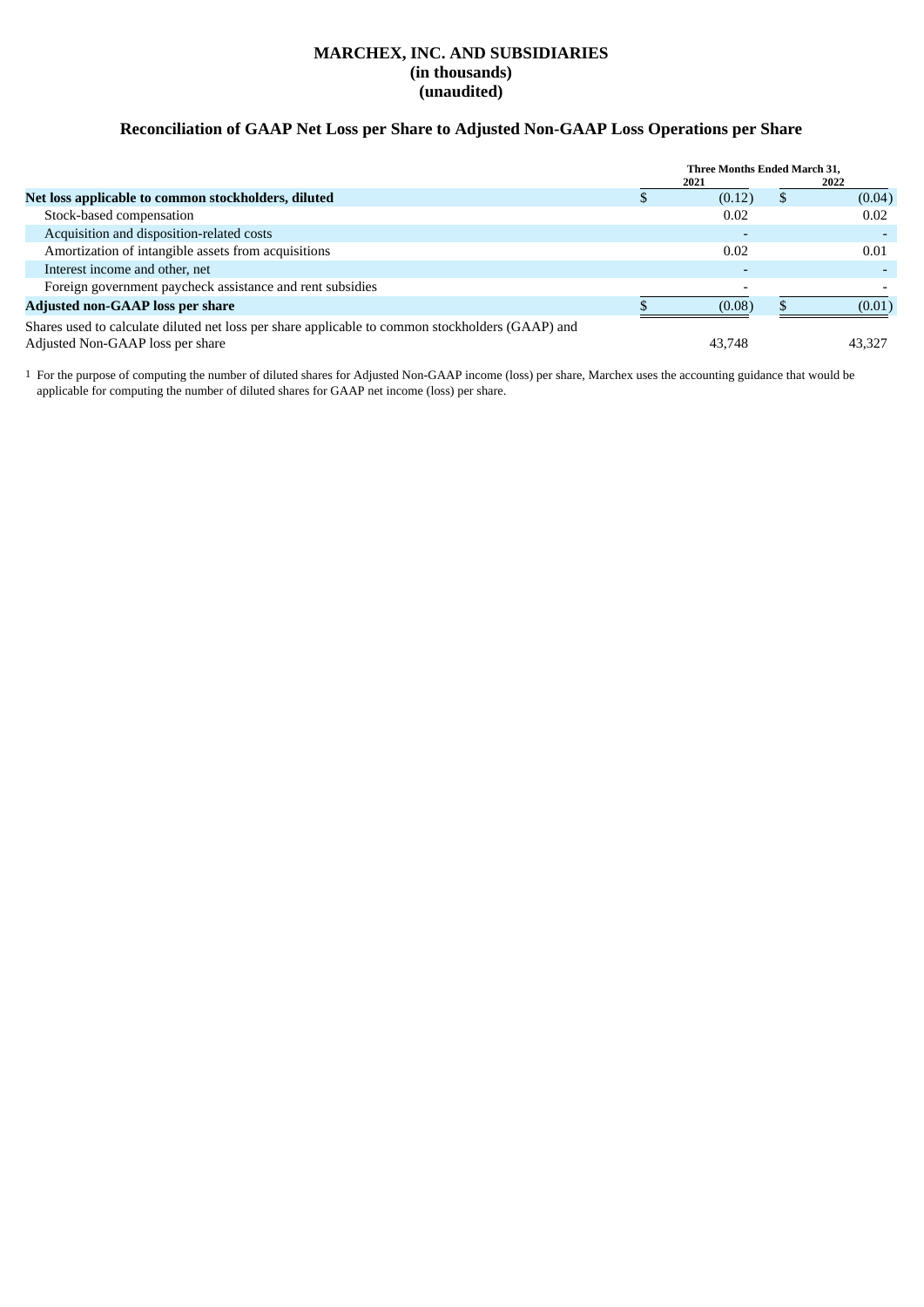**MARCHEX, INC. AND SUBSIDIARIES**
**(in thousands)**
**(unaudited)**

## Reconciliation of GAAP Net Loss per Share to Adjusted Non-GAAP Loss Operations per Share

| | Three Months Ended March 31, 2021 | Three Months Ended March 31, 2022 |
|---|---|---|
| **Net loss applicable to common stockholders, diluted** | $ (0.12) | $ (0.04) |
| Stock-based compensation | 0.02 | 0.02 |
| Acquisition and disposition-related costs | - | - |
| Amortization of intangible assets from acquisitions | 0.02 | 0.01 |
| Interest income and other, net | - | - |
| Foreign government paycheck assistance and rent subsidies | - | - |
| **Adjusted non-GAAP loss per share** | $ (0.08) | $ (0.01) |
| Shares used to calculate diluted net loss per share applicable to common stockholders (GAAP) and Adjusted Non-GAAP loss per share | 43,748 | 43,327 |

[1] For the purpose of computing the number of diluted shares for Adjusted Non-GAAP income (loss) per share, Marchex uses the accounting guidance that would be applicable for computing the number of diluted shares for GAAP net income (loss) per share.